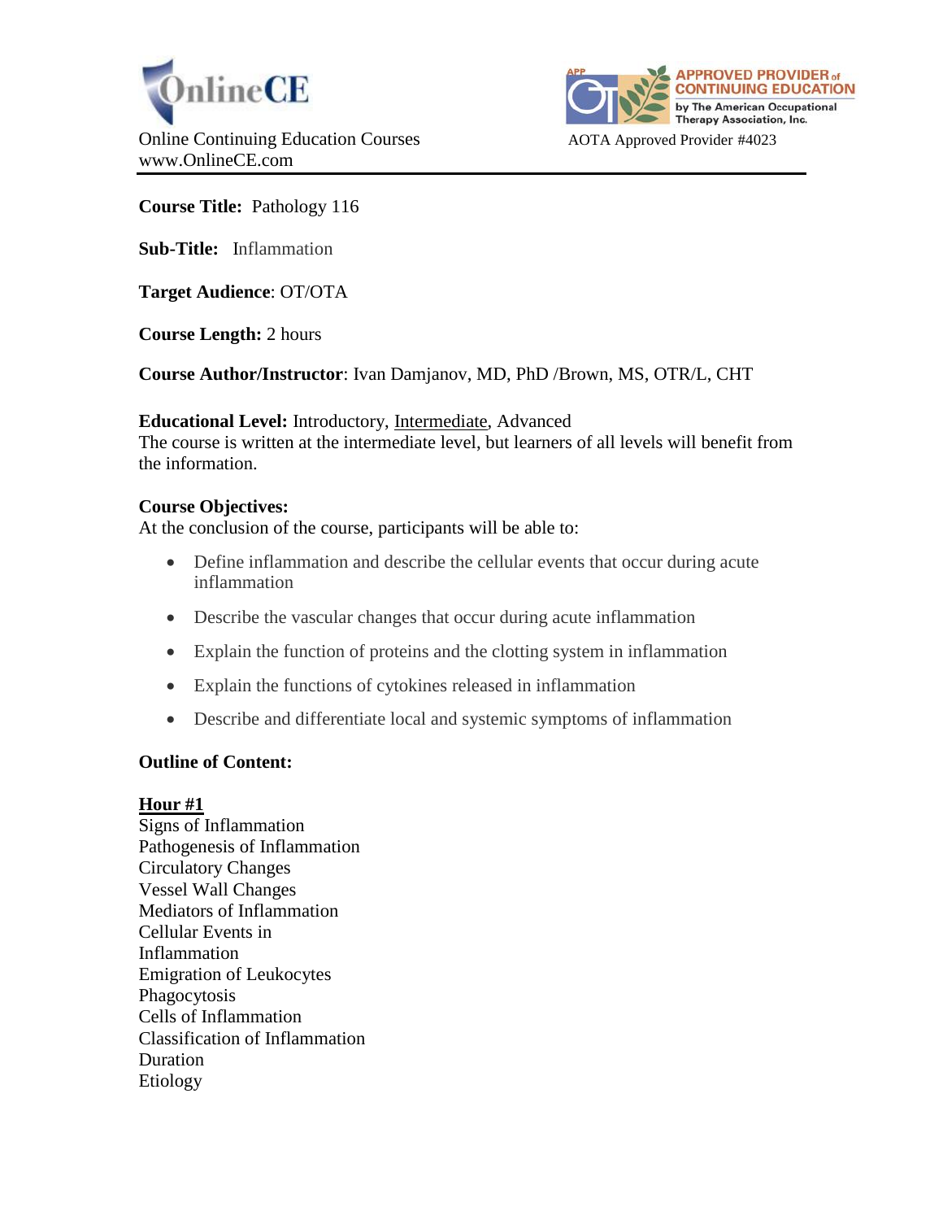OnlineCE

Online Continuing Education Courses
www.OnlineCE.com

APPROVED PROVIDER of CONTINUING EDUCATION by The American Occupational Therapy Association, Inc.

AOTA Approved Provider #4023

---

**Course Title:** Pathology 116

**Sub-Title:** Inflammation

**Target Audience**: OT/OTA

**Course Length:** 2 hours

**Course Author/Instructor**: Ivan Damjanov, MD, PhD /Brown, MS, OTR/L, CHT

**Educational Level:** Introductory, <u>Intermediate</u>, Advanced
The course is written at the intermediate level, but learners of all levels will benefit from the information.

**Course Objectives:**
At the conclusion of the course, participants will be able to:

- Define inflammation and describe the cellular events that occur during acute inflammation
- Describe the vascular changes that occur during acute inflammation
- Explain the function of proteins and the clotting system in inflammation
- Explain the functions of cytokines released in inflammation
- Describe and differentiate local and systemic symptoms of inflammation

**Outline of Content:**

**<u>Hour #1</u>**
Signs of Inflammation
Pathogenesis of Inflammation
Circulatory Changes
Vessel Wall Changes
Mediators of Inflammation
Cellular Events in Inflammation
Emigration of Leukocytes
Phagocytosis
Cells of Inflammation
Classification of Inflammation
Duration
Etiology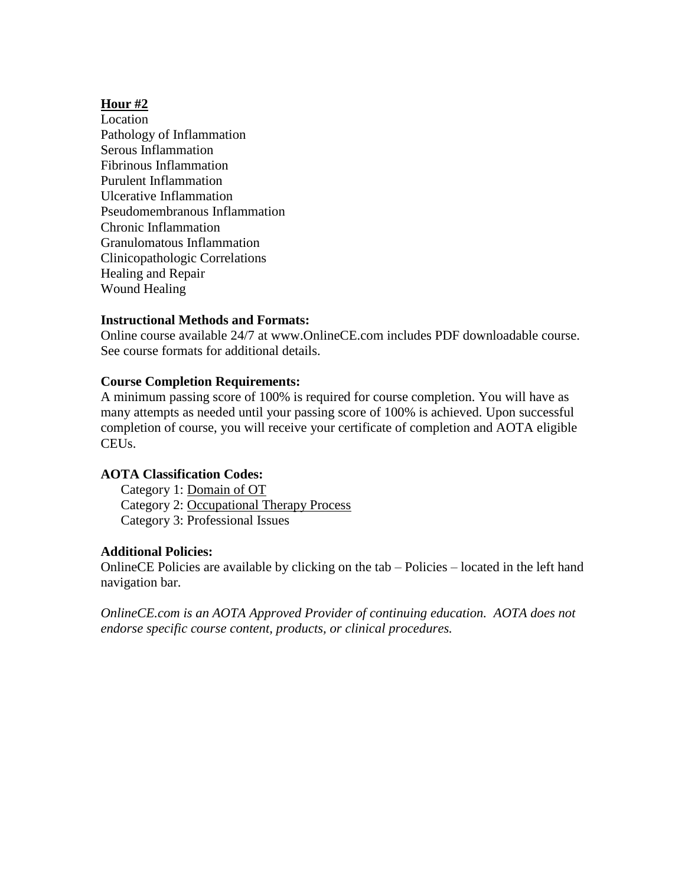**<u>Hour #2</u>**
Location
Pathology of Inflammation
Serous Inflammation
Fibrinous Inflammation
Purulent Inflammation
Ulcerative Inflammation
Pseudomembranous Inflammation
Chronic Inflammation
Granulomatous Inflammation
Clinicopathologic Correlations
Healing and Repair
Wound Healing

**Instructional Methods and Formats:**
Online course available 24/7 at www.OnlineCE.com includes PDF downloadable course. See course formats for additional details.

**Course Completion Requirements:**
A minimum passing score of 100% is required for course completion. You will have as many attempts as needed until your passing score of 100% is achieved. Upon successful completion of course, you will receive your certificate of completion and AOTA eligible CEUs.

**AOTA Classification Codes:**

Category 1: <u>Domain of OT</u>
Category 2: <u>Occupational Therapy Process</u>
Category 3: Professional Issues

**Additional Policies:**
OnlineCE Policies are available by clicking on the tab – Policies – located in the left hand navigation bar.

*OnlineCE.com is an AOTA Approved Provider of continuing education. AOTA does not endorse specific course content, products, or clinical procedures.*